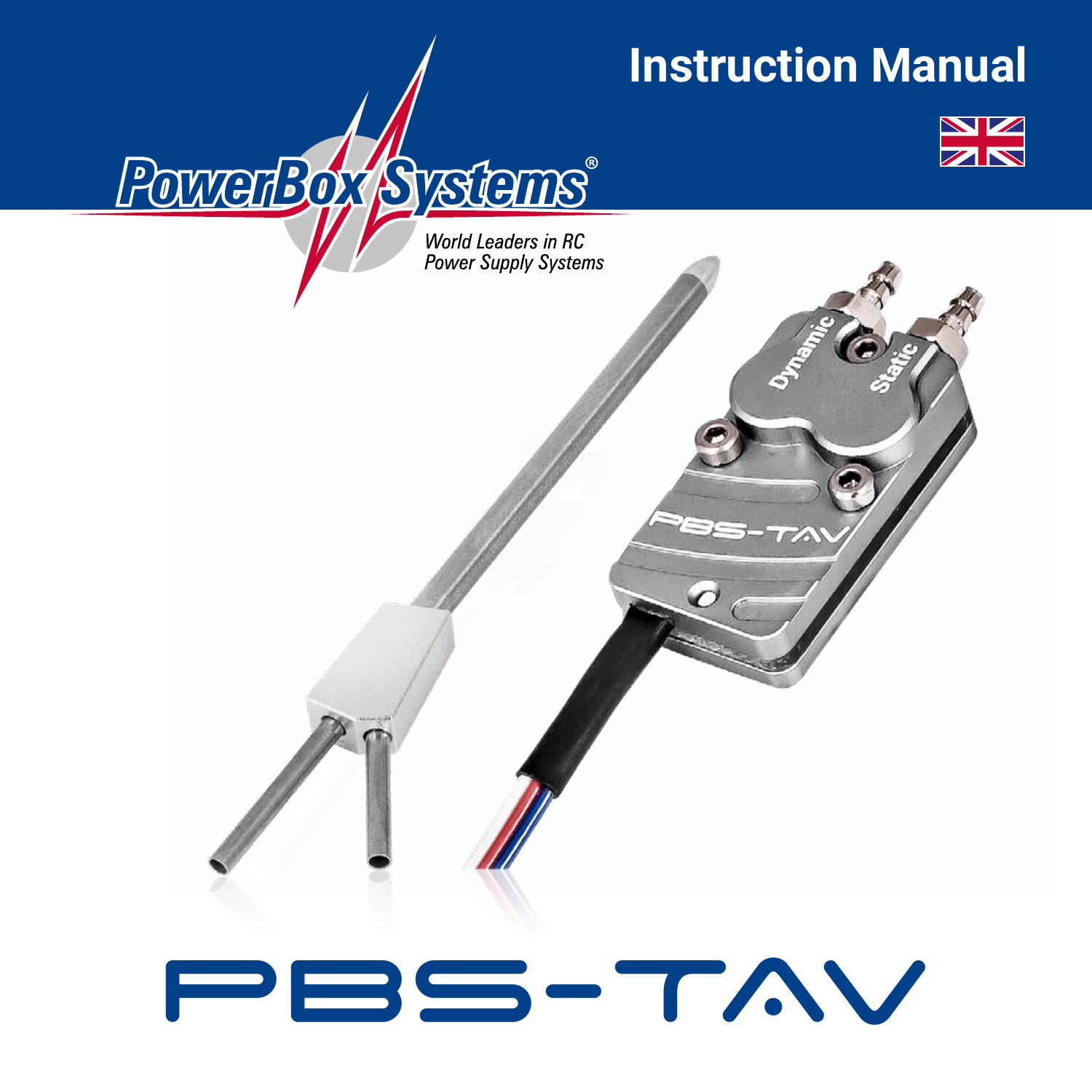# Instruction Manual

PowerBox Systems®

*World Leaders in RC Power Supply Systems*

# PBS-TAV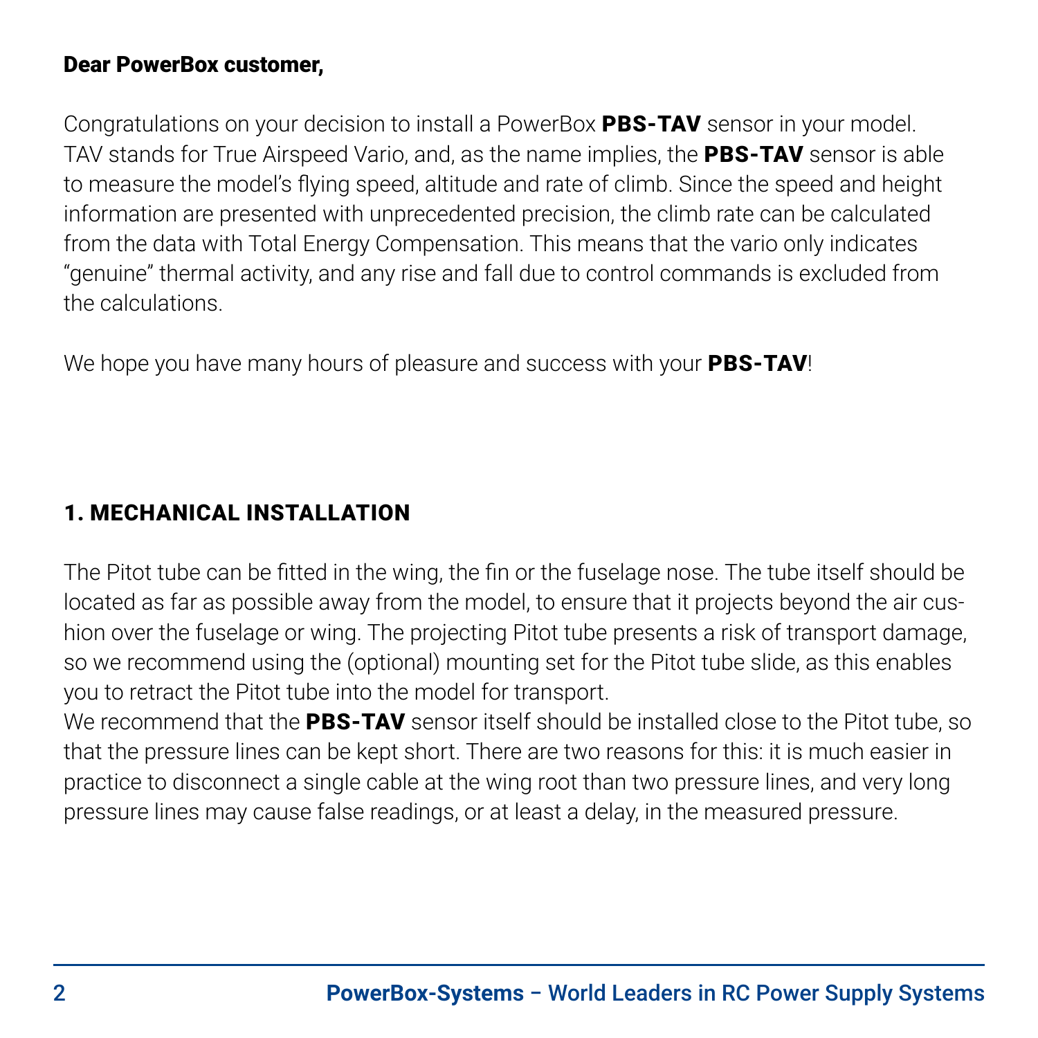**Dear PowerBox customer,**

Congratulations on your decision to install a PowerBox **PBS-TAV** sensor in your model. TAV stands for True Airspeed Vario, and, as the name implies, the **PBS-TAV** sensor is able to measure the model's flying speed, altitude and rate of climb. Since the speed and height information are presented with unprecedented precision, the climb rate can be calculated from the data with Total Energy Compensation. This means that the vario only indicates "genuine" thermal activity, and any rise and fall due to control commands is excluded from the calculations.

We hope you have many hours of pleasure and success with your **PBS-TAV**!

## 1. MECHANICAL INSTALLATION

The Pitot tube can be fitted in the wing, the fin or the fuselage nose. The tube itself should be located as far as possible away from the model, to ensure that it projects beyond the air cushion over the fuselage or wing. The projecting Pitot tube presents a risk of transport damage, so we recommend using the (optional) mounting set for the Pitot tube slide, as this enables you to retract the Pitot tube into the model for transport.
We recommend that the **PBS-TAV** sensor itself should be installed close to the Pitot tube, so that the pressure lines can be kept short. There are two reasons for this: it is much easier in practice to disconnect a single cable at the wing root than two pressure lines, and very long pressure lines may cause false readings, or at least a delay, in the measured pressure.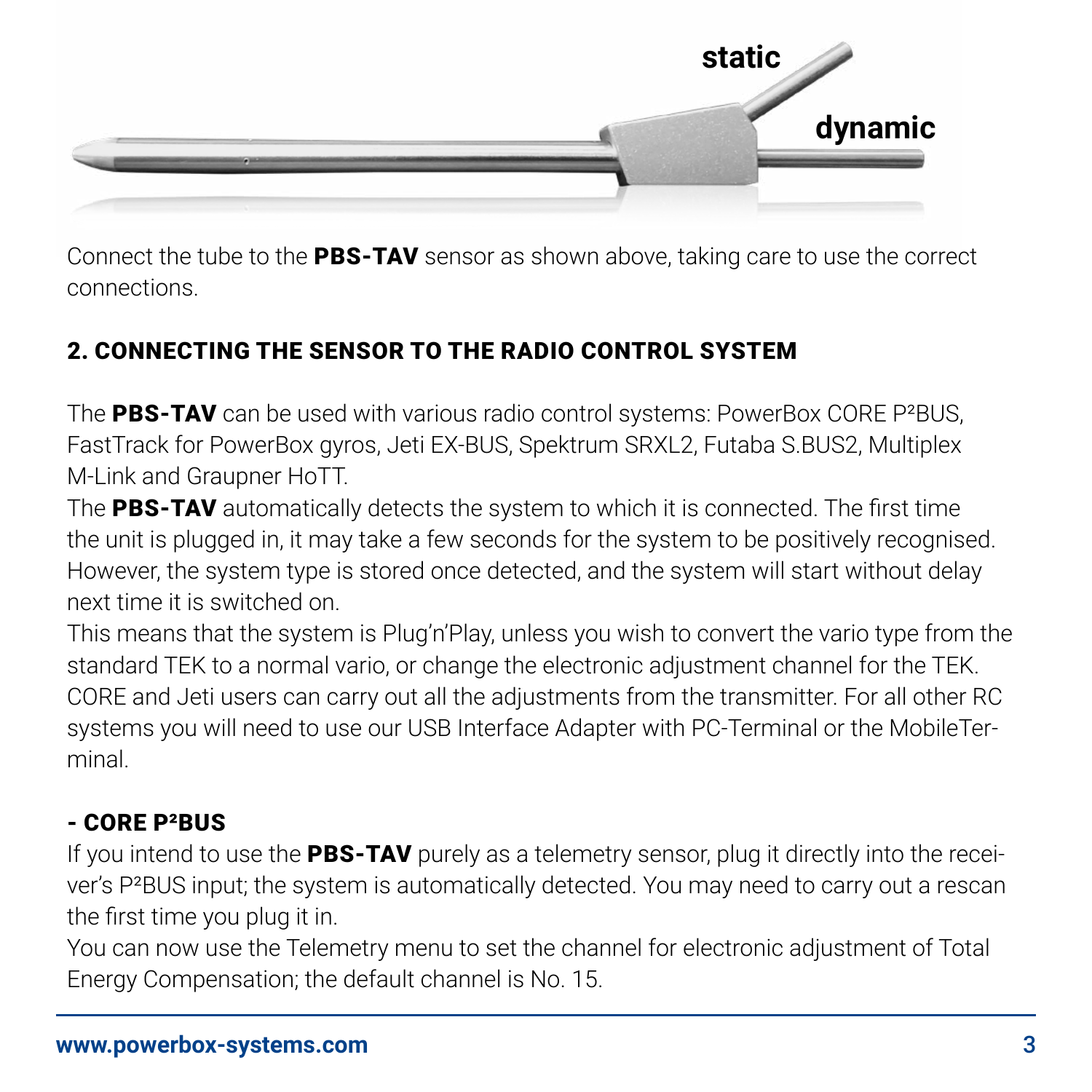static

dynamic

Connect the tube to the **PBS-TAV** sensor as shown above, taking care to use the correct connections.

## 2. CONNECTING THE SENSOR TO THE RADIO CONTROL SYSTEM

The **PBS-TAV** can be used with various radio control systems: PowerBox CORE P²BUS, FastTrack for PowerBox gyros, Jeti EX-BUS, Spektrum SRXL2, Futaba S.BUS2, Multiplex M-Link and Graupner HoTT.

The **PBS-TAV** automatically detects the system to which it is connected. The first time the unit is plugged in, it may take a few seconds for the system to be positively recognised. However, the system type is stored once detected, and the system will start without delay next time it is switched on.

This means that the system is Plug'n'Play, unless you wish to convert the vario type from the standard TEK to a normal vario, or change the electronic adjustment channel for the TEK. CORE and Jeti users can carry out all the adjustments from the transmitter. For all other RC systems you will need to use our USB Interface Adapter with PC-Terminal or the MobileTerminal.

### - CORE P²BUS

If you intend to use the **PBS-TAV** purely as a telemetry sensor, plug it directly into the receiver's P²BUS input; the system is automatically detected. You may need to carry out a rescan the first time you plug it in.

You can now use the Telemetry menu to set the channel for electronic adjustment of Total Energy Compensation; the default channel is No. 15.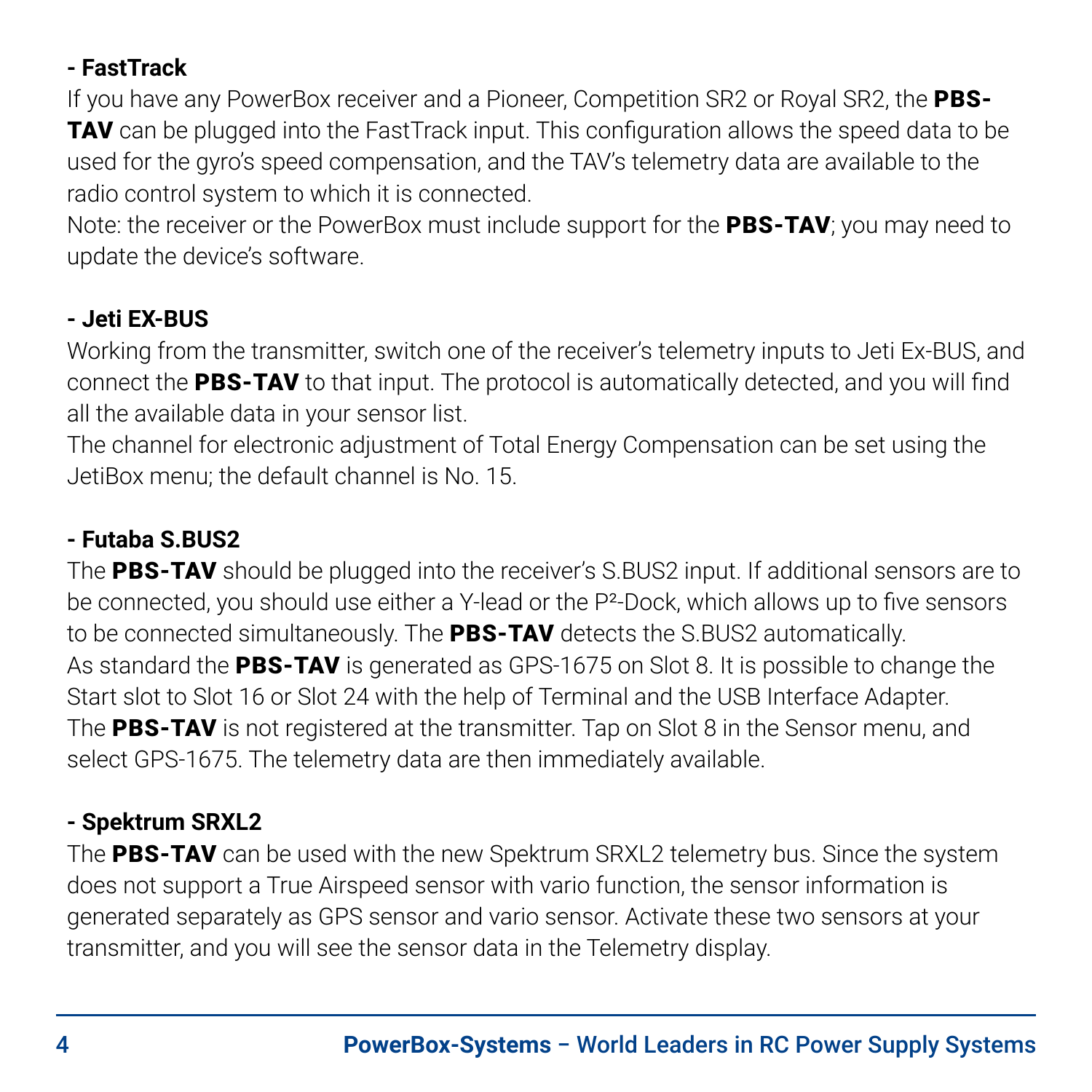**- FastTrack**

If you have any PowerBox receiver and a Pioneer, Competition SR2 or Royal SR2, the **PBS-TAV** can be plugged into the FastTrack input. This configuration allows the speed data to be used for the gyro's speed compensation, and the TAV's telemetry data are available to the radio control system to which it is connected.
Note: the receiver or the PowerBox must include support for the **PBS-TAV**; you may need to update the device's software.

**- Jeti EX-BUS**

Working from the transmitter, switch one of the receiver's telemetry inputs to Jeti Ex-BUS, and connect the **PBS-TAV** to that input. The protocol is automatically detected, and you will find all the available data in your sensor list.
The channel for electronic adjustment of Total Energy Compensation can be set using the JetiBox menu; the default channel is No. 15.

**- Futaba S.BUS2**

The **PBS-TAV** should be plugged into the receiver's S.BUS2 input. If additional sensors are to be connected, you should use either a Y-lead or the P²-Dock, which allows up to five sensors to be connected simultaneously. The **PBS-TAV** detects the S.BUS2 automatically.
As standard the **PBS-TAV** is generated as GPS-1675 on Slot 8. It is possible to change the Start slot to Slot 16 or Slot 24 with the help of Terminal and the USB Interface Adapter.
The **PBS-TAV** is not registered at the transmitter. Tap on Slot 8 in the Sensor menu, and select GPS-1675. The telemetry data are then immediately available.

**- Spektrum SRXL2**

The **PBS-TAV** can be used with the new Spektrum SRXL2 telemetry bus. Since the system does not support a True Airspeed sensor with vario function, the sensor information is generated separately as GPS sensor and vario sensor. Activate these two sensors at your transmitter, and you will see the sensor data in the Telemetry display.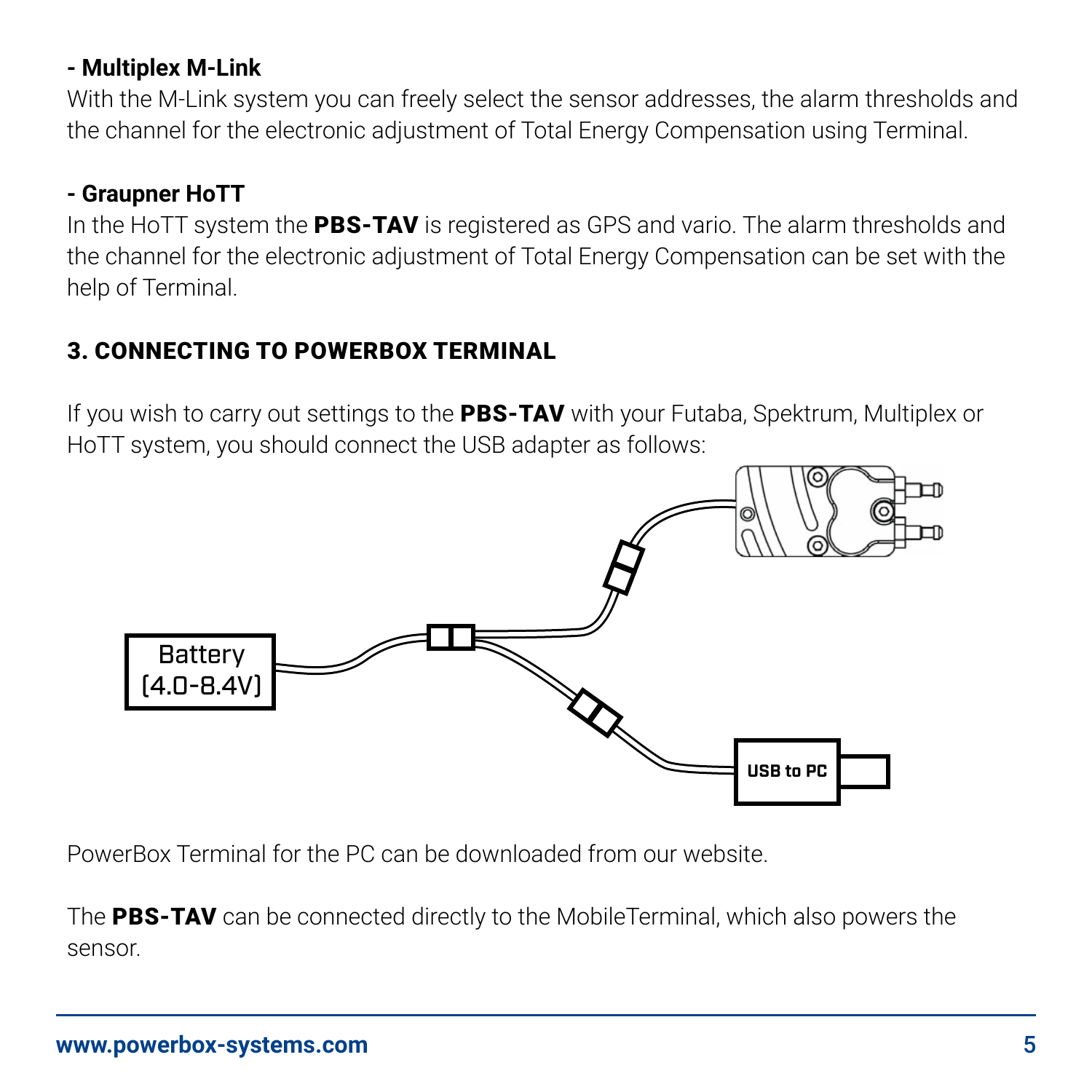**- Multiplex M-Link**

With the M-Link system you can freely select the sensor addresses, the alarm thresholds and the channel for the electronic adjustment of Total Energy Compensation using Terminal.

**- Graupner HoTT**

In the HoTT system the **PBS-TAV** is registered as GPS and vario. The alarm thresholds and the channel for the electronic adjustment of Total Energy Compensation can be set with the help of Terminal.

## 3. CONNECTING TO POWERBOX TERMINAL

If you wish to carry out settings to the **PBS-TAV** with your Futaba, Spektrum, Multiplex or HoTT system, you should connect the USB adapter as follows:

Battery (4.0-8.4V)

USB to PC

PowerBox Terminal for the PC can be downloaded from our website.

The **PBS-TAV** can be connected directly to the MobileTerminal, which also powers the sensor.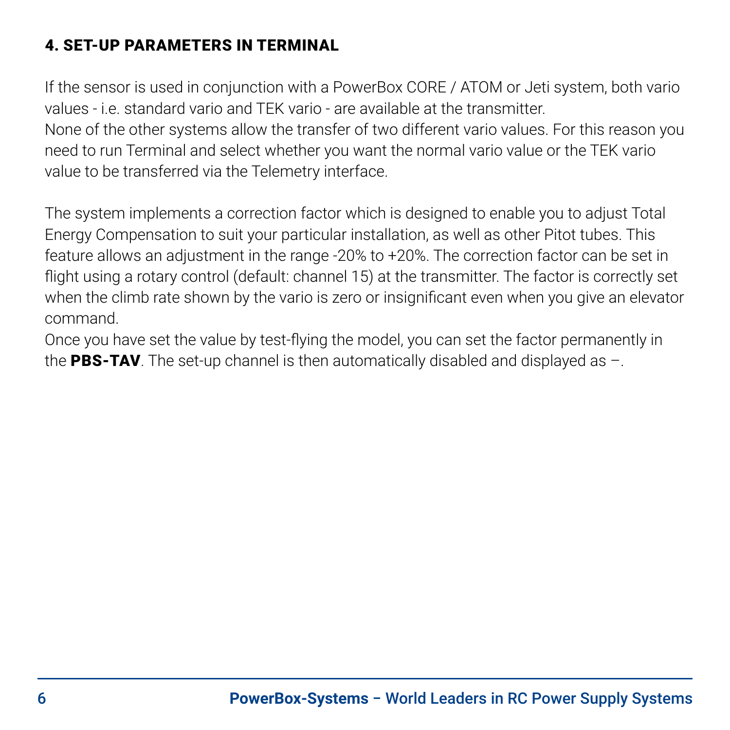## 4. SET-UP PARAMETERS IN TERMINAL

If the sensor is used in conjunction with a PowerBox CORE / ATOM or Jeti system, both vario values - i.e. standard vario and TEK vario - are available at the transmitter.
None of the other systems allow the transfer of two different vario values. For this reason you need to run Terminal and select whether you want the normal vario value or the TEK vario value to be transferred via the Telemetry interface.

The system implements a correction factor which is designed to enable you to adjust Total Energy Compensation to suit your particular installation, as well as other Pitot tubes. This feature allows an adjustment in the range -20% to +20%. The correction factor can be set in flight using a rotary control (default: channel 15) at the transmitter. The factor is correctly set when the climb rate shown by the vario is zero or insignificant even when you give an elevator command.
Once you have set the value by test-flying the model, you can set the factor permanently in the **PBS-TAV**. The set-up channel is then automatically disabled and displayed as –.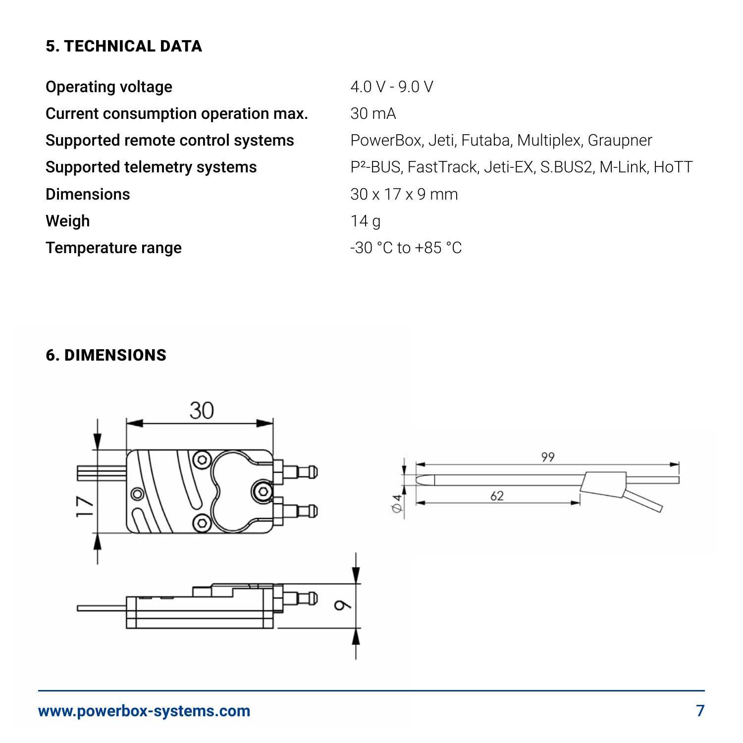## 5. TECHNICAL DATA

| | |
|---|---|
| **Operating voltage** | 4.0 V - 9.0 V |
| **Current consumption operation max.** | 30 mA |
| **Supported remote control systems** | PowerBox, Jeti, Futaba, Multiplex, Graupner |
| **Supported telemetry systems** | P²-BUS, FastTrack, Jeti-EX, S.BUS2, M-Link, HoTT |
| **Dimensions** | 30 x 17 x 9 mm |
| **Weigh** | 14 g |
| **Temperature range** | -30 °C to +85 °C |

## 6. DIMENSIONS

30

17

9

99

62

Ø 4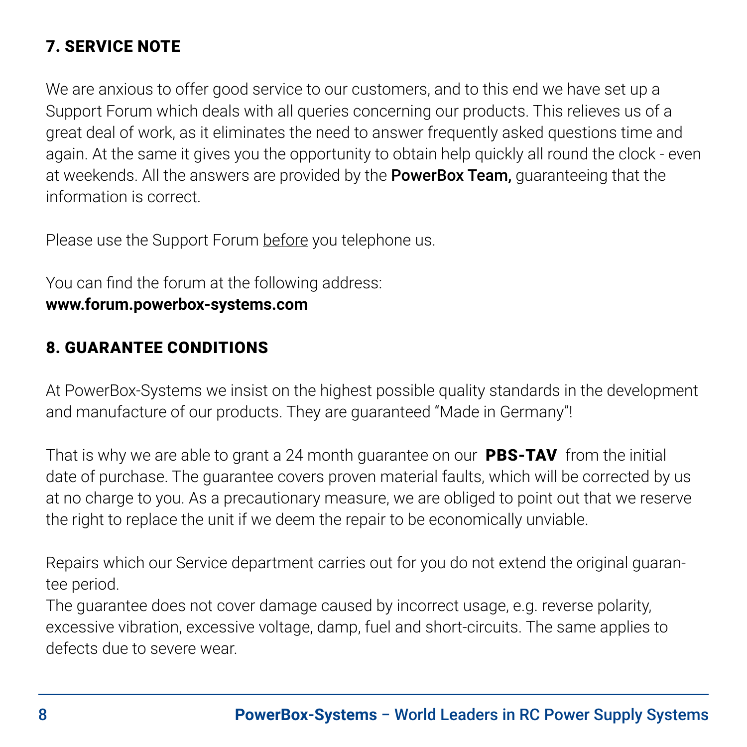## 7. SERVICE NOTE

We are anxious to offer good service to our customers, and to this end we have set up a Support Forum which deals with all queries concerning our products. This relieves us of a great deal of work, as it eliminates the need to answer frequently asked questions time and again. At the same it gives you the opportunity to obtain help quickly all round the clock - even at weekends. All the answers are provided by the **PowerBox Team,** guaranteeing that the information is correct.

Please use the Support Forum <u>before</u> you telephone us.

You can find the forum at the following address:
**www.forum.powerbox-systems.com**

## 8. GUARANTEE CONDITIONS

At PowerBox-Systems we insist on the highest possible quality standards in the development and manufacture of our products. They are guaranteed "Made in Germany"!

That is why we are able to grant a 24 month guarantee on our **PBS-TAV** from the initial date of purchase. The guarantee covers proven material faults, which will be corrected by us at no charge to you. As a precautionary measure, we are obliged to point out that we reserve the right to replace the unit if we deem the repair to be economically unviable.

Repairs which our Service department carries out for you do not extend the original guarantee period.
The guarantee does not cover damage caused by incorrect usage, e.g. reverse polarity, excessive vibration, excessive voltage, damp, fuel and short-circuits. The same applies to defects due to severe wear.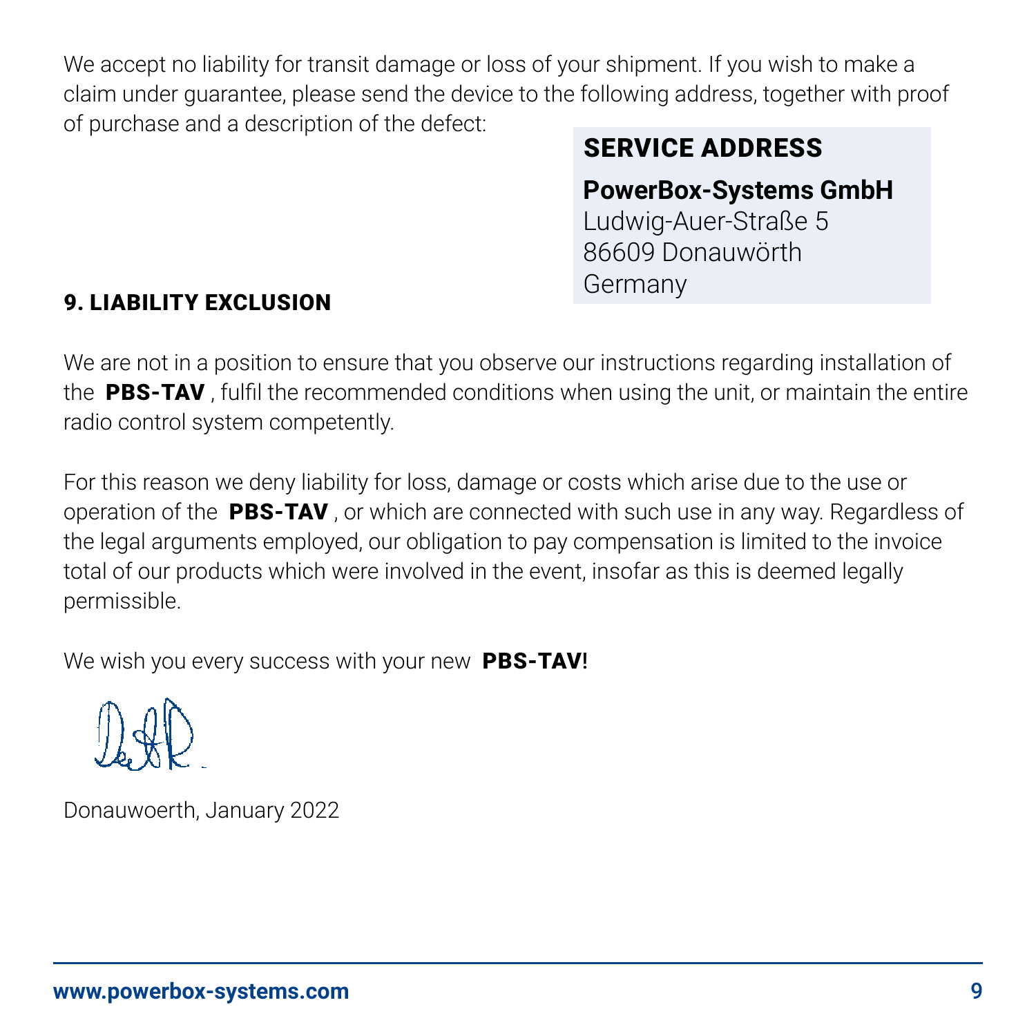We accept no liability for transit damage or loss of your shipment. If you wish to make a claim under guarantee, please send the device to the following address, together with proof of purchase and a description of the defect:

## SERVICE ADDRESS

**PowerBox-Systems GmbH**
Ludwig-Auer-Straße 5
86609 Donauwörth
Germany

## 9. LIABILITY EXCLUSION

We are not in a position to ensure that you observe our instructions regarding installation of the **PBS-TAV**, fulfil the recommended conditions when using the unit, or maintain the entire radio control system competently.

For this reason we deny liability for loss, damage or costs which arise due to the use or operation of the **PBS-TAV**, or which are connected with such use in any way. Regardless of the legal arguments employed, our obligation to pay compensation is limited to the invoice total of our products which were involved in the event, insofar as this is deemed legally permissible.

We wish you every success with your new **PBS-TAV!**

Donauwoerth, January 2022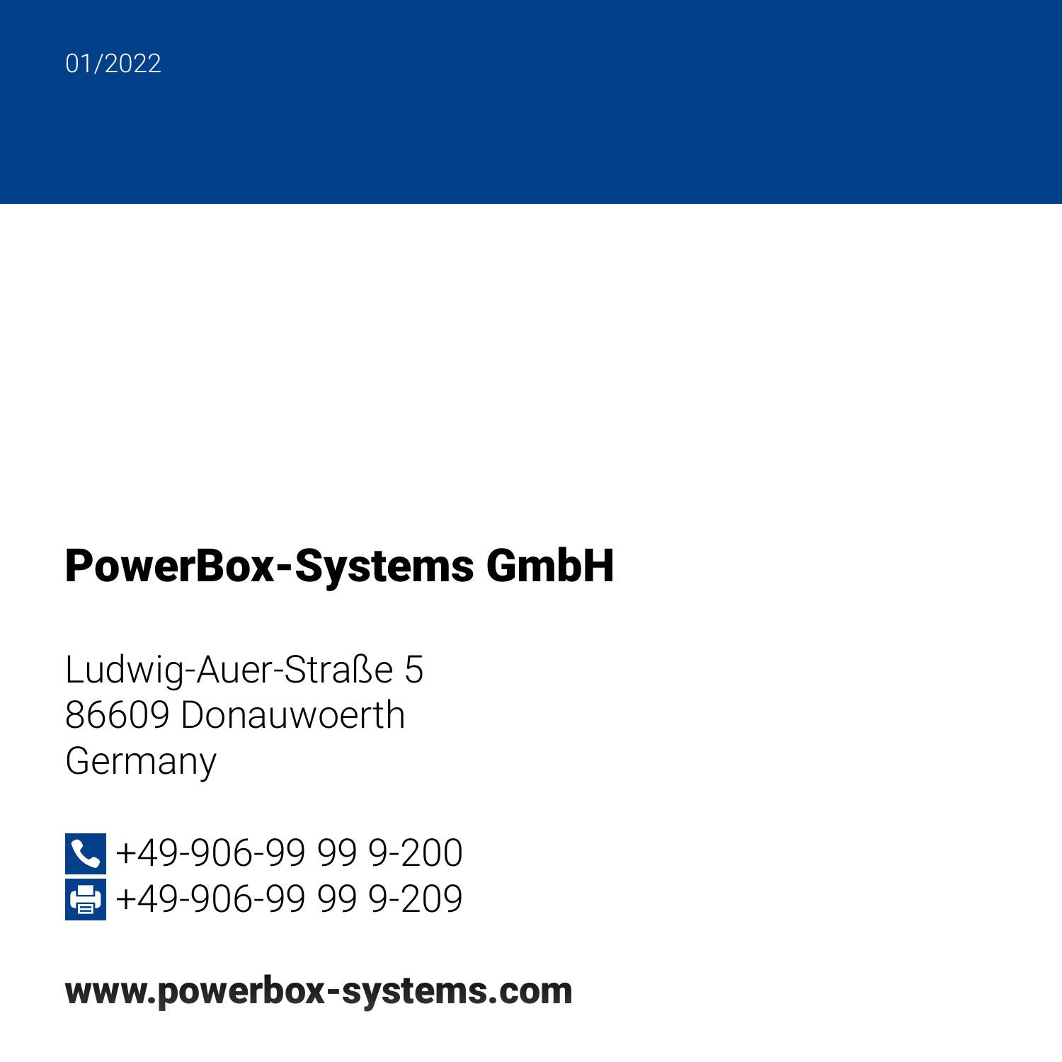01/2022

**PowerBox-Systems GmbH**

Ludwig-Auer-Straße 5
86609 Donauwoerth
Germany

+49-906-99 99 9-200
+49-906-99 99 9-209

**www.powerbox-systems.com**